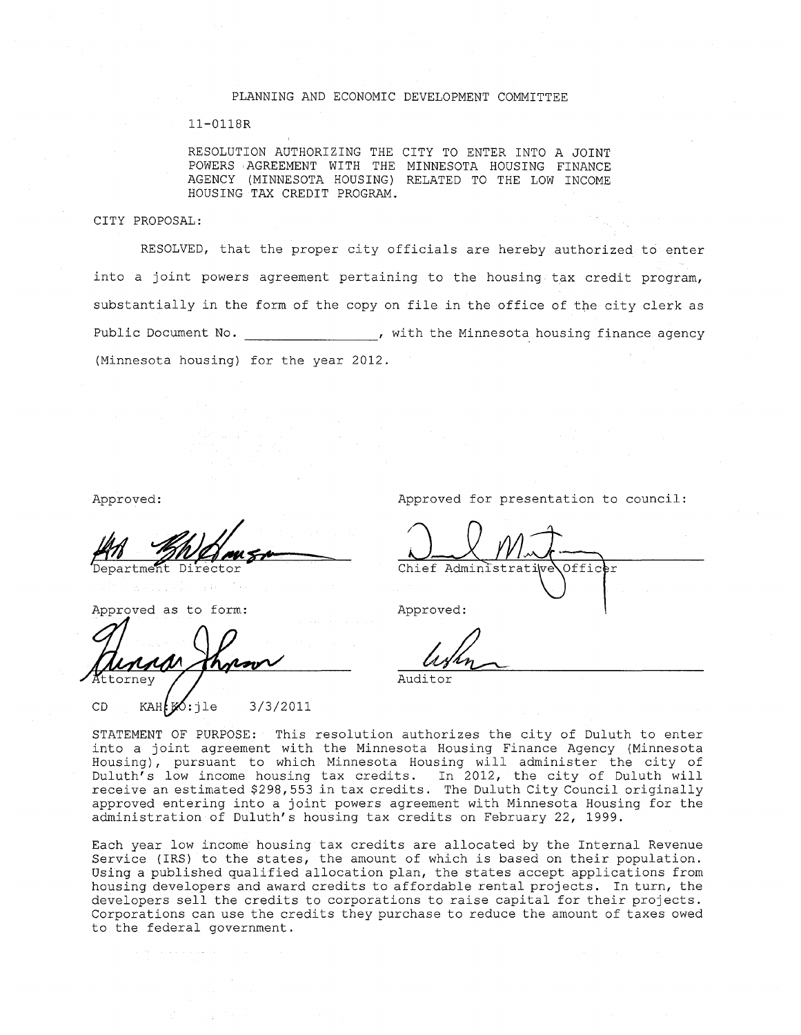PLANNING AND ECONOMIC DEVELOPMENT COMMITTEE

11-0118R

RESOLUTION AUTHORIZING THE CITY TO ENTER INTO A JOINT POWERS AGREEMENT WITH THE MINNESOTA HOUSING FINANCE AGENCY (MINNESOTA HOUSING) RELATED TO THE LOW INCOME HOUSING TAX CREDIT PROGRAM.

CITY PROPOSAL:

RESOLVED, that the proper city officials are hereby authorized to enter into a joint powers agreement pertaining to the housing tax credit program, substantially in the form of the copy on file in the office of the city clerk as Public Document No. ________________, with the Minnesota housing finance agency (Minnesota housing) for the year 2012.

Approved:

Department Director

Approved as to form:

Attorney

Approved for presentation to council:

Chief Administrative Officer

Approved:

Auditor

CD KAH:KO:jle 3/3/2011

STATEMENT OF PURPOSE: This resolution authorizes the city of Duluth to enter into a joint agreement with the Minnesota Housing Finance Agency (Minnesota Housing), pursuant to which Minnesota Housing will administer the city of Duluth's low income housing tax credits. In 2012, the city of Duluth will receive an estimated $298,553 in tax credits. The Duluth City Council originally approved entering into a joint powers agreement with Minnesota Housing for the administration of Duluth's housing tax credits on February 22, 1999.

Each year low income housing tax credits are allocated by the Internal Revenue Service (IRS) to the states, the amount of which is based on their population. Using a published qualified allocation plan, the states accept applications from housing developers and award credits to affordable rental projects. In turn, the developers sell the credits to corporations to raise capital for their projects. Corporations can use the credits they purchase to reduce the amount of taxes owed to the federal government.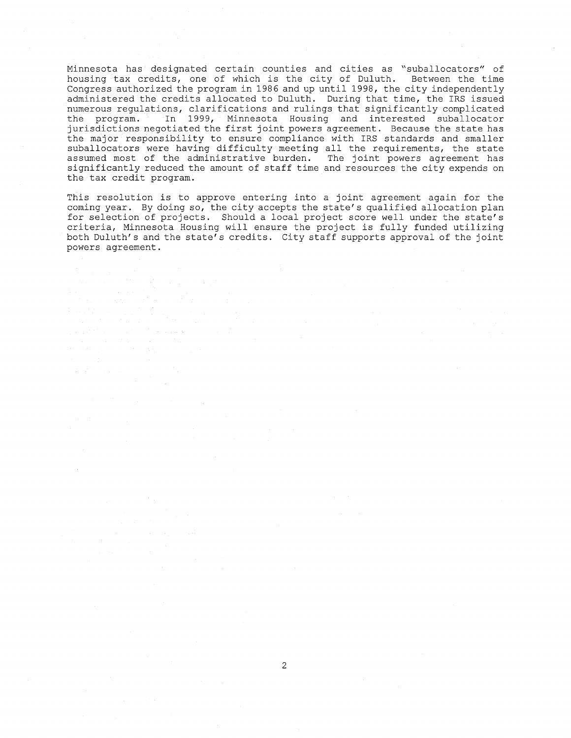Minnesota has designated certain counties and cities as "suballocators" of housing tax credits, one of which is the city of Duluth. Between the time Congress authorized the program in 1986 and up until 1998, the city independently administered the credits allocated to Duluth. During that time, the IRS issued numerous regulations, clarifications and rulings that significantly complicated the program. In 1999, Minnesota Housing and interested suballocator jurisdictions negotiated the first joint powers agreement. Because the state has the major responsibility to ensure compliance with IRS standards and smaller suballocators were having difficulty meeting all the requirements, the state assumed most of the administrative burden. The joint powers agreement has significantly reduced the amount of staff time and resources the city expends on the tax credit program.

This resolution is to approve entering into a joint agreement again for the coming year. By doing so, the city accepts the state's qualified allocation plan for selection of projects. Should a local project score well under the state's criteria, Minnesota Housing will ensure the project is fully funded utilizing both Duluth's and the state's credits. City staff supports approval of the joint powers agreement.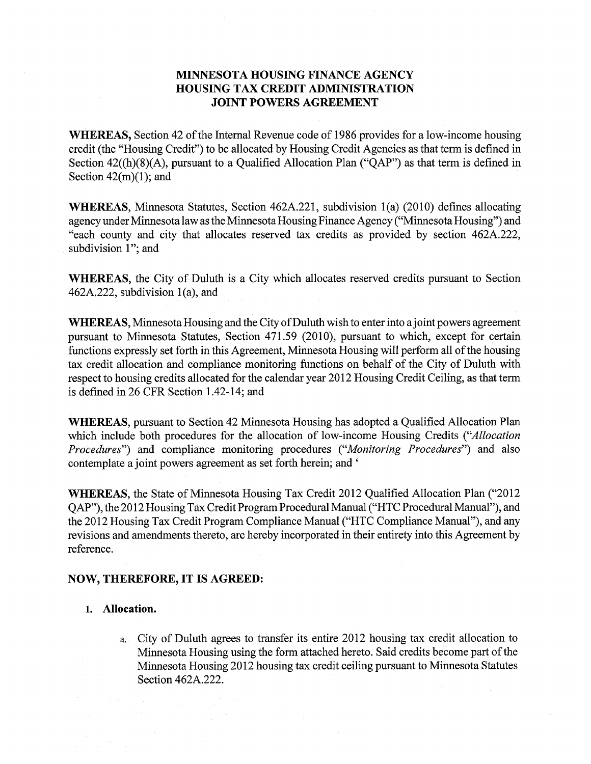# MINNESOTA HOUSING FINANCE AGENCY HOUSING TAX CREDIT ADMINISTRATION JOINT POWERS AGREEMENT

**WHEREAS,** Section 42 of the Internal Revenue code of 1986 provides for a low-income housing credit (the "Housing Credit") to be allocated by Housing Credit Agencies as that term is defined in Section 42((h)(8)(A), pursuant to a Qualified Allocation Plan ("QAP") as that term is defined in Section 42(m)(1); and

**WHEREAS,** Minnesota Statutes, Section 462A.221, subdivision 1(a) (2010) defines allocating agency under Minnesota law as the Minnesota Housing Finance Agency ("Minnesota Housing") and "each county and city that allocates reserved tax credits as provided by section 462A.222, subdivision 1"; and

**WHEREAS,** the City of Duluth is a City which allocates reserved credits pursuant to Section 462A.222, subdivision 1(a), and

**WHEREAS,** Minnesota Housing and the City of Duluth wish to enter into a joint powers agreement pursuant to Minnesota Statutes, Section 471.59 (2010), pursuant to which, except for certain functions expressly set forth in this Agreement, Minnesota Housing will perform all of the housing tax credit allocation and compliance monitoring functions on behalf of the City of Duluth with respect to housing credits allocated for the calendar year 2012 Housing Credit Ceiling, as that term is defined in 26 CFR Section 1.42-14; and

**WHEREAS,** pursuant to Section 42 Minnesota Housing has adopted a Qualified Allocation Plan which include both procedures for the allocation of low-income Housing Credits ("*Allocation Procedures*") and compliance monitoring procedures ("*Monitoring Procedures*") and also contemplate a joint powers agreement as set forth herein; and '

**WHEREAS,** the State of Minnesota Housing Tax Credit 2012 Qualified Allocation Plan ("2012 QAP"), the 2012 Housing Tax Credit Program Procedural Manual ("HTC Procedural Manual"), and the 2012 Housing Tax Credit Program Compliance Manual ("HTC Compliance Manual"), and any revisions and amendments thereto, are hereby incorporated in their entirety into this Agreement by reference.

**NOW, THEREFORE, IT IS AGREED:**

1. **Allocation.**

   a. City of Duluth agrees to transfer its entire 2012 housing tax credit allocation to Minnesota Housing using the form attached hereto. Said credits become part of the Minnesota Housing 2012 housing tax credit ceiling pursuant to Minnesota Statutes Section 462A.222.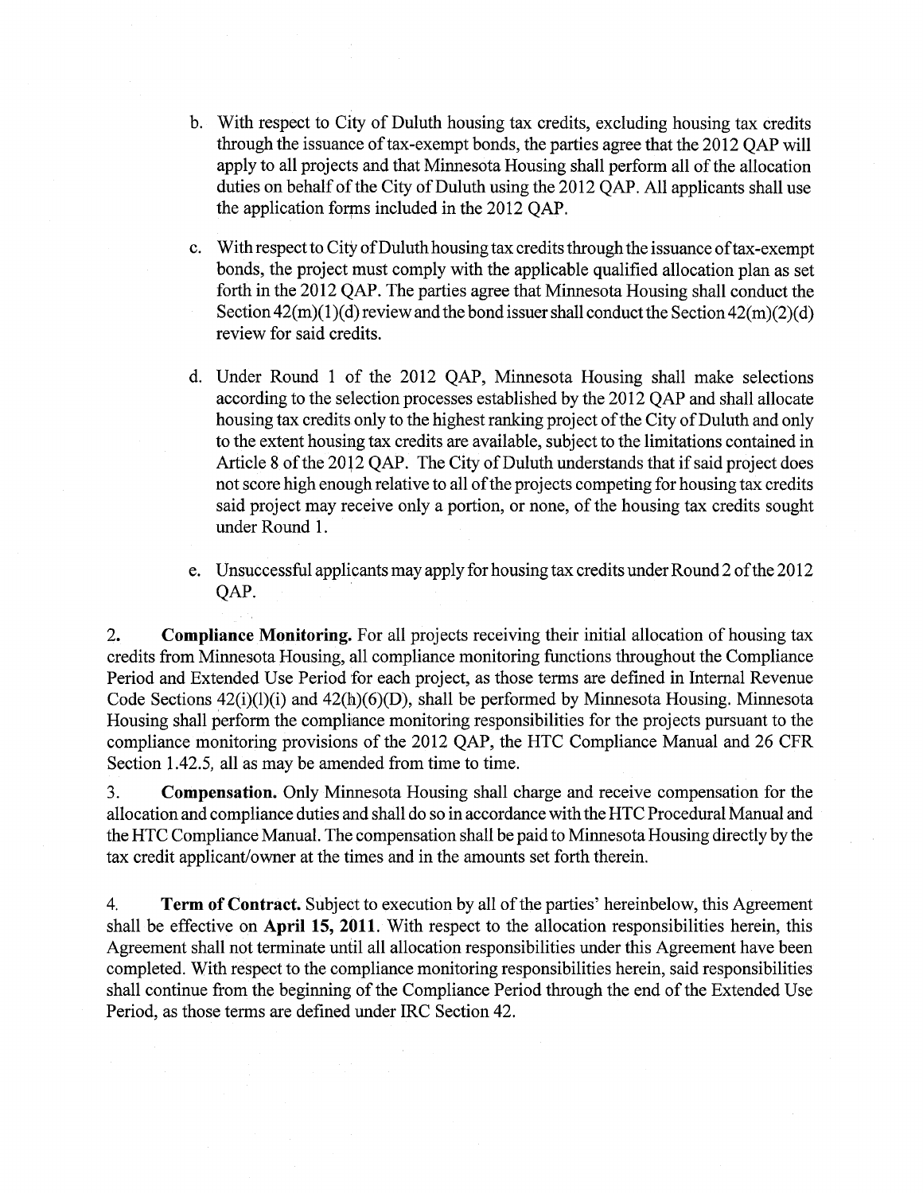b. With respect to City of Duluth housing tax credits, excluding housing tax credits through the issuance of tax-exempt bonds, the parties agree that the 2012 QAP will apply to all projects and that Minnesota Housing shall perform all of the allocation duties on behalf of the City of Duluth using the 2012 QAP. All applicants shall use the application forms included in the 2012 QAP.

c. With respect to City of Duluth housing tax credits through the issuance of tax-exempt bonds, the project must comply with the applicable qualified allocation plan as set forth in the 2012 QAP. The parties agree that Minnesota Housing shall conduct the Section 42(m)(1)(d) review and the bond issuer shall conduct the Section 42(m)(2)(d) review for said credits.

d. Under Round 1 of the 2012 QAP, Minnesota Housing shall make selections according to the selection processes established by the 2012 QAP and shall allocate housing tax credits only to the highest ranking project of the City of Duluth and only to the extent housing tax credits are available, subject to the limitations contained in Article 8 of the 2012 QAP. The City of Duluth understands that if said project does not score high enough relative to all of the projects competing for housing tax credits said project may receive only a portion, or none, of the housing tax credits sought under Round 1.

e. Unsuccessful applicants may apply for housing tax credits under Round 2 of the 2012 QAP.

2. **Compliance Monitoring.** For all projects receiving their initial allocation of housing tax credits from Minnesota Housing, all compliance monitoring functions throughout the Compliance Period and Extended Use Period for each project, as those terms are defined in Internal Revenue Code Sections 42(i)(l)(i) and 42(h)(6)(D), shall be performed by Minnesota Housing. Minnesota Housing shall perform the compliance monitoring responsibilities for the projects pursuant to the compliance monitoring provisions of the 2012 QAP, the HTC Compliance Manual and 26 CFR Section 1.42.5, all as may be amended from time to time.

3. **Compensation.** Only Minnesota Housing shall charge and receive compensation for the allocation and compliance duties and shall do so in accordance with the HTC Procedural Manual and the HTC Compliance Manual. The compensation shall be paid to Minnesota Housing directly by the tax credit applicant/owner at the times and in the amounts set forth therein.

4. **Term of Contract.** Subject to execution by all of the parties' hereinbelow, this Agreement shall be effective on **April 15, 2011**. With respect to the allocation responsibilities herein, this Agreement shall not terminate until all allocation responsibilities under this Agreement have been completed. With respect to the compliance monitoring responsibilities herein, said responsibilities shall continue from the beginning of the Compliance Period through the end of the Extended Use Period, as those terms are defined under IRC Section 42.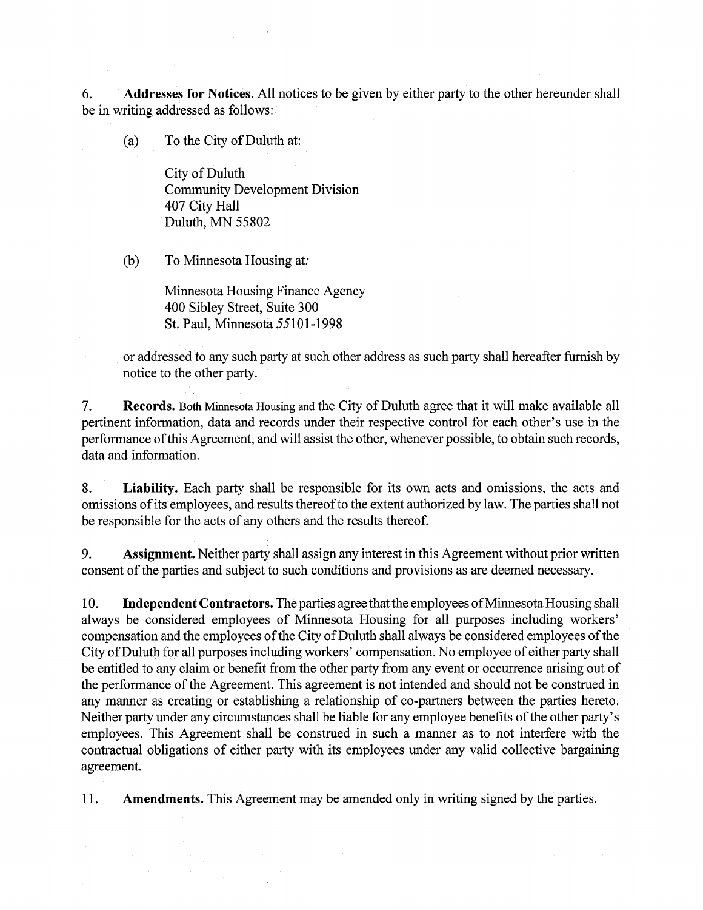6. **Addresses for Notices.** All notices to be given by either party to the other hereunder shall be in writing addressed as follows:

(a) To the City of Duluth at:

City of Duluth
Community Development Division
407 City Hall
Duluth, MN 55802

(b) To Minnesota Housing at:

Minnesota Housing Finance Agency
400 Sibley Street, Suite 300
St. Paul, Minnesota 55101-1998

or addressed to any such party at such other address as such party shall hereafter furnish by notice to the other party.

7. **Records.** Both Minnesota Housing and the City of Duluth agree that it will make available all pertinent information, data and records under their respective control for each other's use in the performance of this Agreement, and will assist the other, whenever possible, to obtain such records, data and information.

8. **Liability.** Each party shall be responsible for its own acts and omissions, the acts and omissions of its employees, and results thereof to the extent authorized by law. The parties shall not be responsible for the acts of any others and the results thereof.

9. **Assignment.** Neither party shall assign any interest in this Agreement without prior written consent of the parties and subject to such conditions and provisions as are deemed necessary.

10. **Independent Contractors.** The parties agree that the employees of Minnesota Housing shall always be considered employees of Minnesota Housing for all purposes including workers' compensation and the employees of the City of Duluth shall always be considered employees of the City of Duluth for all purposes including workers' compensation. No employee of either party shall be entitled to any claim or benefit from the other party from any event or occurrence arising out of the performance of the Agreement. This agreement is not intended and should not be construed in any manner as creating or establishing a relationship of co-partners between the parties hereto. Neither party under any circumstances shall be liable for any employee benefits of the other party's employees. This Agreement shall be construed in such a manner as to not interfere with the contractual obligations of either party with its employees under any valid collective bargaining agreement.

11. **Amendments.** This Agreement may be amended only in writing signed by the parties.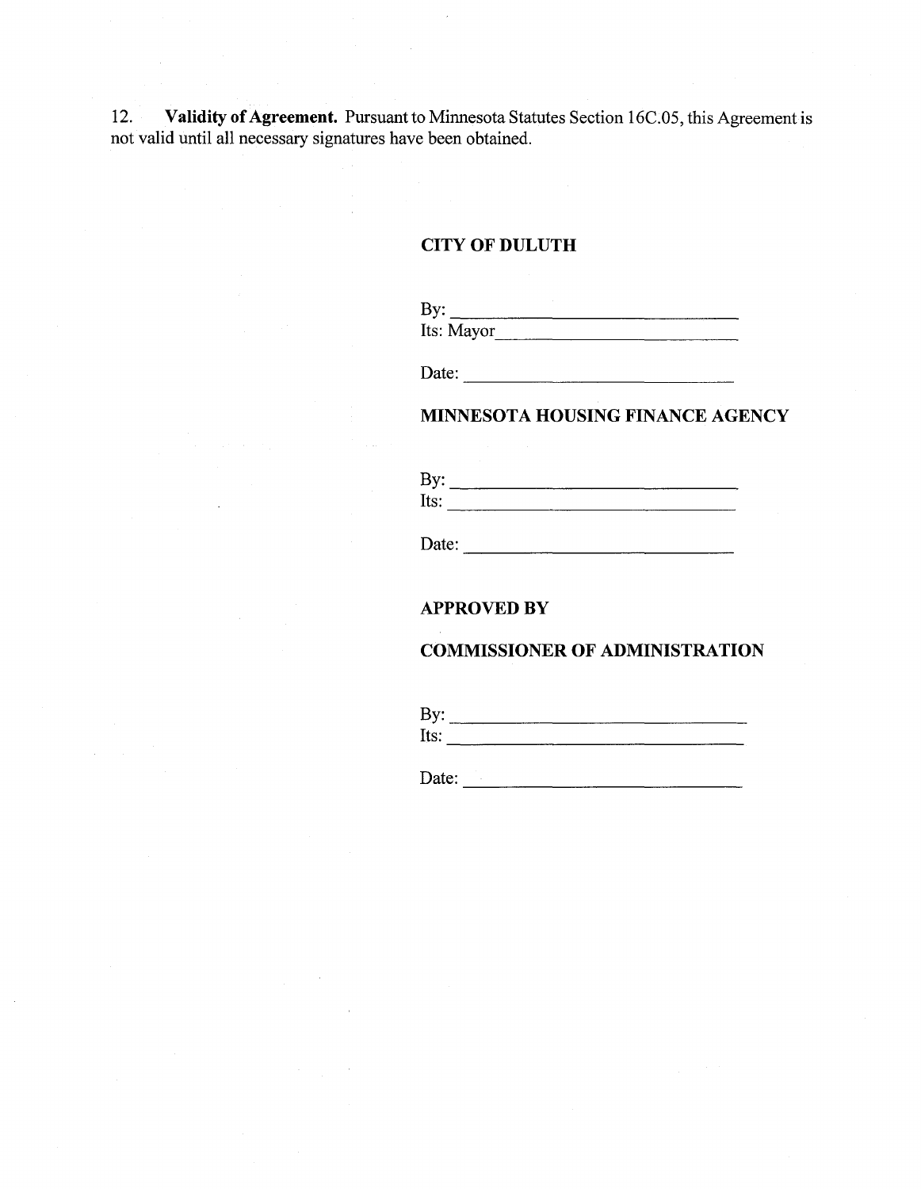12. **Validity of Agreement.** Pursuant to Minnesota Statutes Section 16C.05, this Agreement is not valid until all necessary signatures have been obtained.

**CITY OF DULUTH**

By: ______________________________

Its: Mayor__________________________

Date: _____________________________

**MINNESOTA HOUSING FINANCE AGENCY**

By: ______________________________

Its: ______________________________

Date: _____________________________

**APPROVED BY**

**COMMISSIONER OF ADMINISTRATION**

By: ______________________________

Its: ______________________________

Date: _____________________________